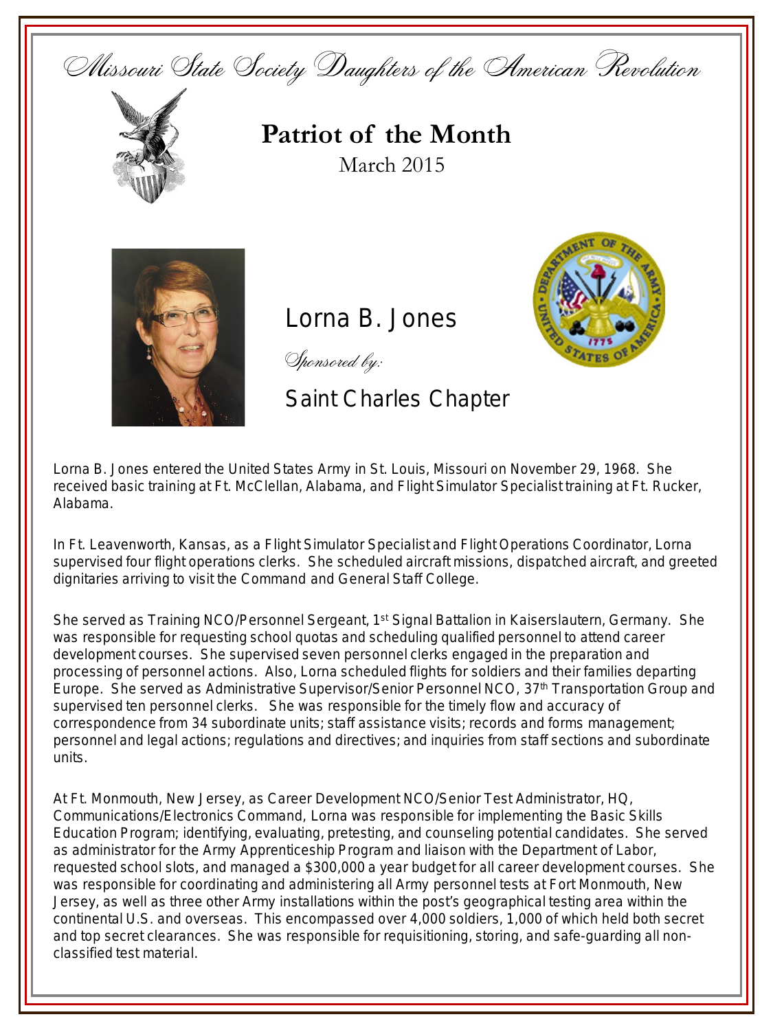Missouri State Society Daughters of the American Revolution

# Patriot of the Month

March 2015

## Lorna B. Jones

*Sponsored by:*

Saint Charles Chapter

Lorna B. Jones entered the United States Army in St. Louis, Missouri on November 29, 1968. She received basic training at Ft. McClellan, Alabama, and Flight Simulator Specialist training at Ft. Rucker, Alabama.

In Ft. Leavenworth, Kansas, as a Flight Simulator Specialist and Flight Operations Coordinator, Lorna supervised four flight operations clerks. She scheduled aircraft missions, dispatched aircraft, and greeted dignitaries arriving to visit the Command and General Staff College.

She served as Training NCO/Personnel Sergeant, 1st Signal Battalion in Kaiserslautern, Germany. She was responsible for requesting school quotas and scheduling qualified personnel to attend career development courses. She supervised seven personnel clerks engaged in the preparation and processing of personnel actions. Also, Lorna scheduled flights for soldiers and their families departing Europe. She served as Administrative Supervisor/Senior Personnel NCO, 37th Transportation Group and supervised ten personnel clerks. She was responsible for the timely flow and accuracy of correspondence from 34 subordinate units; staff assistance visits; records and forms management; personnel and legal actions; regulations and directives; and inquiries from staff sections and subordinate units.

At Ft. Monmouth, New Jersey, as Career Development NCO/Senior Test Administrator, HQ, Communications/Electronics Command, Lorna was responsible for implementing the Basic Skills Education Program; identifying, evaluating, pretesting, and counseling potential candidates. She served as administrator for the Army Apprenticeship Program and liaison with the Department of Labor, requested school slots, and managed a $300,000 a year budget for all career development courses. She was responsible for coordinating and administering all Army personnel tests at Fort Monmouth, New Jersey, as well as three other Army installations within the post's geographical testing area within the continental U.S. and overseas. This encompassed over 4,000 soldiers, 1,000 of which held both secret and top secret clearances. She was responsible for requisitioning, storing, and safe-guarding all non-classified test material.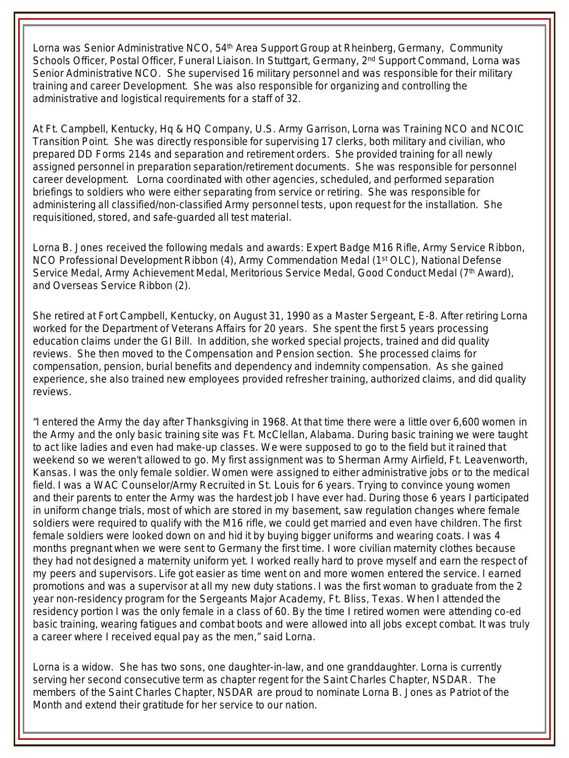Lorna was Senior Administrative NCO, 54th Area Support Group at Rheinberg, Germany, Community Schools Officer, Postal Officer, Funeral Liaison. In Stuttgart, Germany, 2nd Support Command, Lorna was Senior Administrative NCO. She supervised 16 military personnel and was responsible for their military training and career Development. She was also responsible for organizing and controlling the administrative and logistical requirements for a staff of 32.

At Ft. Campbell, Kentucky, Hq & HQ Company, U.S. Army Garrison, Lorna was Training NCO and NCOIC Transition Point. She was directly responsible for supervising 17 clerks, both military and civilian, who prepared DD Forms 214s and separation and retirement orders. She provided training for all newly assigned personnel in preparation separation/retirement documents. She was responsible for personnel career development. Lorna coordinated with other agencies, scheduled, and performed separation briefings to soldiers who were either separating from service or retiring. She was responsible for administering all classified/non-classified Army personnel tests, upon request for the installation. She requisitioned, stored, and safe-guarded all test material.

Lorna B. Jones received the following medals and awards: Expert Badge M16 Rifle, Army Service Ribbon, NCO Professional Development Ribbon (4), Army Commendation Medal (1st OLC), National Defense Service Medal, Army Achievement Medal, Meritorious Service Medal, Good Conduct Medal (7th Award), and Overseas Service Ribbon (2).

She retired at Fort Campbell, Kentucky, on August 31, 1990 as a Master Sergeant, E-8. After retiring Lorna worked for the Department of Veterans Affairs for 20 years. She spent the first 5 years processing education claims under the GI Bill. In addition, she worked special projects, trained and did quality reviews. She then moved to the Compensation and Pension section. She processed claims for compensation, pension, burial benefits and dependency and indemnity compensation. As she gained experience, she also trained new employees provided refresher training, authorized claims, and did quality reviews.

"I entered the Army the day after Thanksgiving in 1968. At that time there were a little over 6,600 women in the Army and the only basic training site was Ft. McClellan, Alabama. During basic training we were taught to act like ladies and even had make-up classes. We were supposed to go to the field but it rained that weekend so we weren't allowed to go. My first assignment was to Sherman Army Airfield, Ft. Leavenworth, Kansas. I was the only female soldier. Women were assigned to either administrative jobs or to the medical field. I was a WAC Counselor/Army Recruited in St. Louis for 6 years. Trying to convince young women and their parents to enter the Army was the hardest job I have ever had. During those 6 years I participated in uniform change trials, most of which are stored in my basement, saw regulation changes where female soldiers were required to qualify with the M16 rifle, we could get married and even have children. The first female soldiers were looked down on and hid it by buying bigger uniforms and wearing coats. I was 4 months pregnant when we were sent to Germany the first time. I wore civilian maternity clothes because they had not designed a maternity uniform yet. I worked really hard to prove myself and earn the respect of my peers and supervisors. Life got easier as time went on and more women entered the service. I earned promotions and was a supervisor at all my new duty stations. I was the first woman to graduate from the 2 year non-residency program for the Sergeants Major Academy, Ft. Bliss, Texas. When I attended the residency portion I was the only female in a class of 60. By the time I retired women were attending co-ed basic training, wearing fatigues and combat boots and were allowed into all jobs except combat. It was truly a career where I received equal pay as the men," said Lorna.

Lorna is a widow. She has two sons, one daughter-in-law, and one granddaughter. Lorna is currently serving her second consecutive term as chapter regent for the Saint Charles Chapter, NSDAR. The members of the Saint Charles Chapter, NSDAR are proud to nominate Lorna B. Jones as Patriot of the Month and extend their gratitude for her service to our nation.